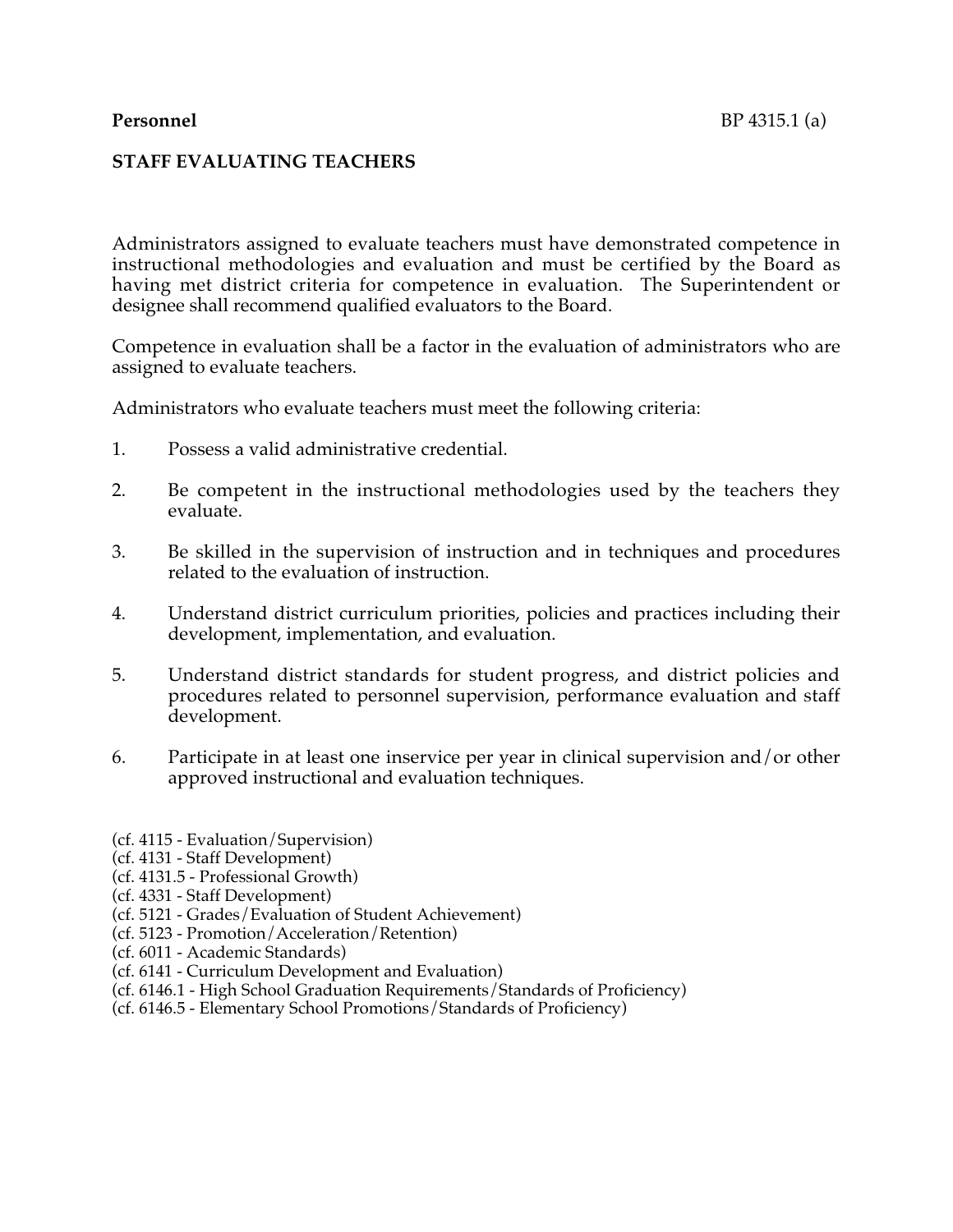**Personnel** BP 4315.1 (a)

# STAFF EVALUATING TEACHERS

Administrators assigned to evaluate teachers must have demonstrated competence in instructional methodologies and evaluation and must be certified by the Board as having met district criteria for competence in evaluation. The Superintendent or designee shall recommend qualified evaluators to the Board.

Competence in evaluation shall be a factor in the evaluation of administrators who are assigned to evaluate teachers.

Administrators who evaluate teachers must meet the following criteria:

1. Possess a valid administrative credential.

2. Be competent in the instructional methodologies used by the teachers they evaluate.

3. Be skilled in the supervision of instruction and in techniques and procedures related to the evaluation of instruction.

4. Understand district curriculum priorities, policies and practices including their development, implementation, and evaluation.

5. Understand district standards for student progress, and district policies and procedures related to personnel supervision, performance evaluation and staff development.

6. Participate in at least one inservice per year in clinical supervision and/or other approved instructional and evaluation techniques.

(cf. 4115 - Evaluation/Supervision)
(cf. 4131 - Staff Development)
(cf. 4131.5 - Professional Growth)
(cf. 4331 - Staff Development)
(cf. 5121 - Grades/Evaluation of Student Achievement)
(cf. 5123 - Promotion/Acceleration/Retention)
(cf. 6011 - Academic Standards)
(cf. 6141 - Curriculum Development and Evaluation)
(cf. 6146.1 - High School Graduation Requirements/Standards of Proficiency)
(cf. 6146.5 - Elementary School Promotions/Standards of Proficiency)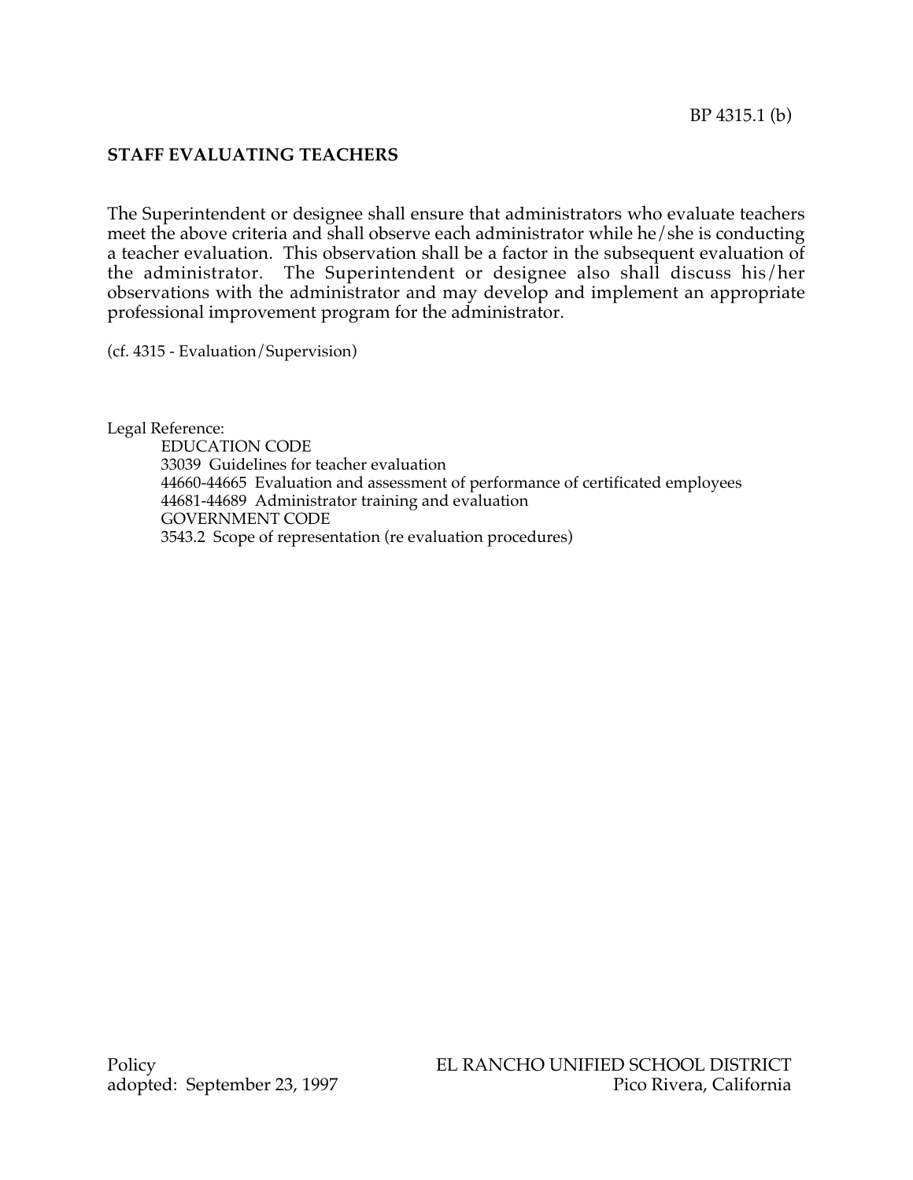**STAFF EVALUATING TEACHERS**

The Superintendent or designee shall ensure that administrators who evaluate teachers meet the above criteria and shall observe each administrator while he/she is conducting a teacher evaluation. This observation shall be a factor in the subsequent evaluation of the administrator. The Superintendent or designee also shall discuss his/her observations with the administrator and may develop and implement an appropriate professional improvement program for the administrator.

(cf. 4315 - Evaluation/Supervision)

Legal Reference:

EDUCATION CODE
33039 Guidelines for teacher evaluation
44660-44665 Evaluation and assessment of performance of certificated employees
44681-44689 Administrator training and evaluation
GOVERNMENT CODE
3543.2 Scope of representation (re evaluation procedures)

Policy
adopted: September 23, 1997

EL RANCHO UNIFIED SCHOOL DISTRICT
Pico Rivera, California